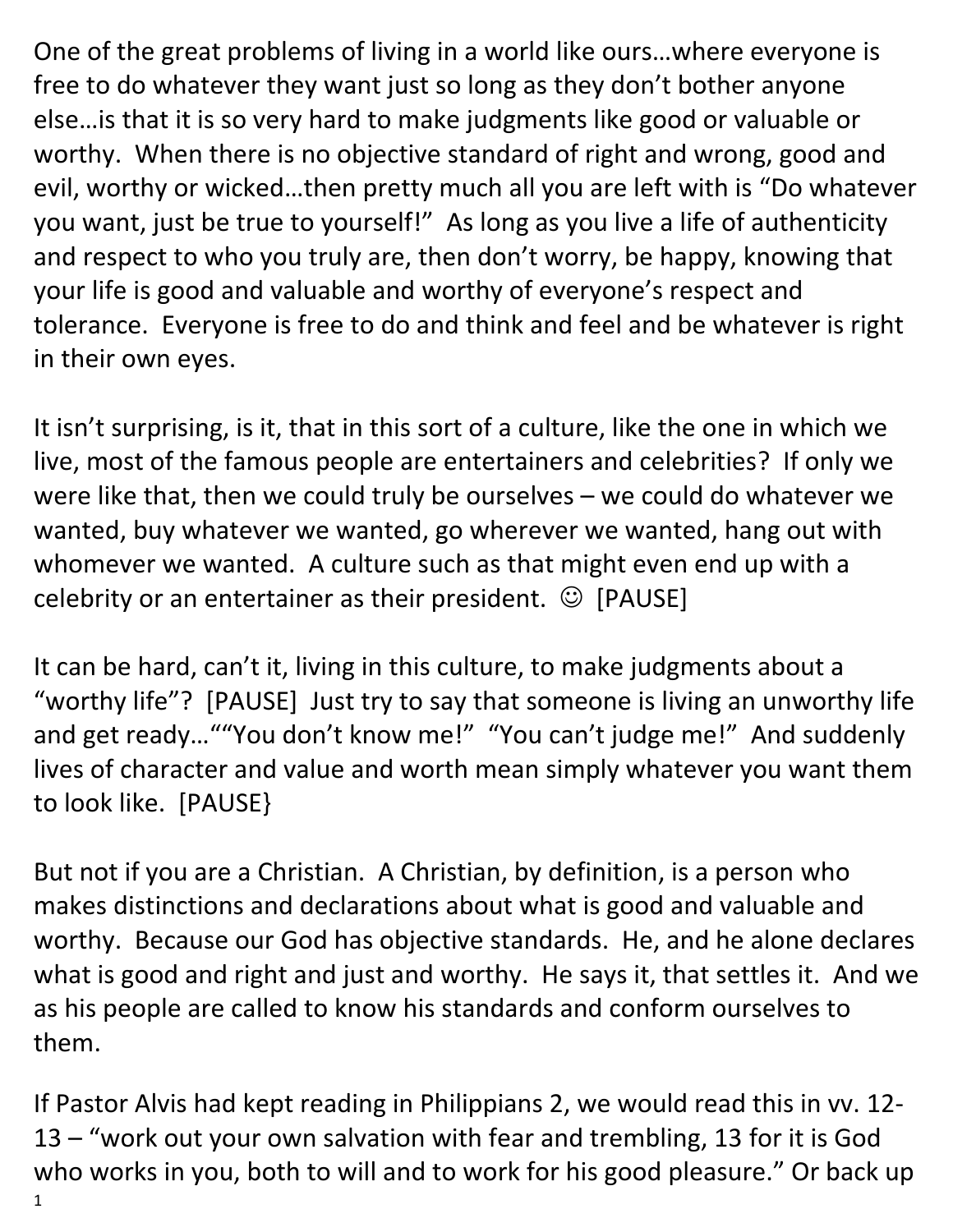One of the great problems of living in a world like ours…where everyone is free to do whatever they want just so long as they don't bother anyone else…is that it is so very hard to make judgments like good or valuable or worthy. When there is no objective standard of right and wrong, good and evil, worthy or wicked…then pretty much all you are left with is "Do whatever you want, just be true to yourself!" As long as you live a life of authenticity and respect to who you truly are, then don't worry, be happy, knowing that your life is good and valuable and worthy of everyone's respect and tolerance. Everyone is free to do and think and feel and be whatever is right in their own eyes.

It isn't surprising, is it, that in this sort of a culture, like the one in which we live, most of the famous people are entertainers and celebrities? If only we were like that, then we could truly be ourselves – we could do whatever we wanted, buy whatever we wanted, go wherever we wanted, hang out with whomever we wanted. A culture such as that might even end up with a celebrity or an entertainer as their president. ☺ [PAUSE]

It can be hard, can't it, living in this culture, to make judgments about a "worthy life"? [PAUSE] Just try to say that someone is living an unworthy life and get ready…""You don't know me!" "You can't judge me!" And suddenly lives of character and value and worth mean simply whatever you want them to look like. [PAUSE}

But not if you are a Christian. A Christian, by definition, is a person who makes distinctions and declarations about what is good and valuable and worthy. Because our God has objective standards. He, and he alone declares what is good and right and just and worthy. He says it, that settles it. And we as his people are called to know his standards and conform ourselves to them.

If Pastor Alvis had kept reading in Philippians 2, we would read this in vv. 12-13 – "work out your own salvation with fear and trembling, 13 for it is God who works in you, both to will and to work for his good pleasure." Or back up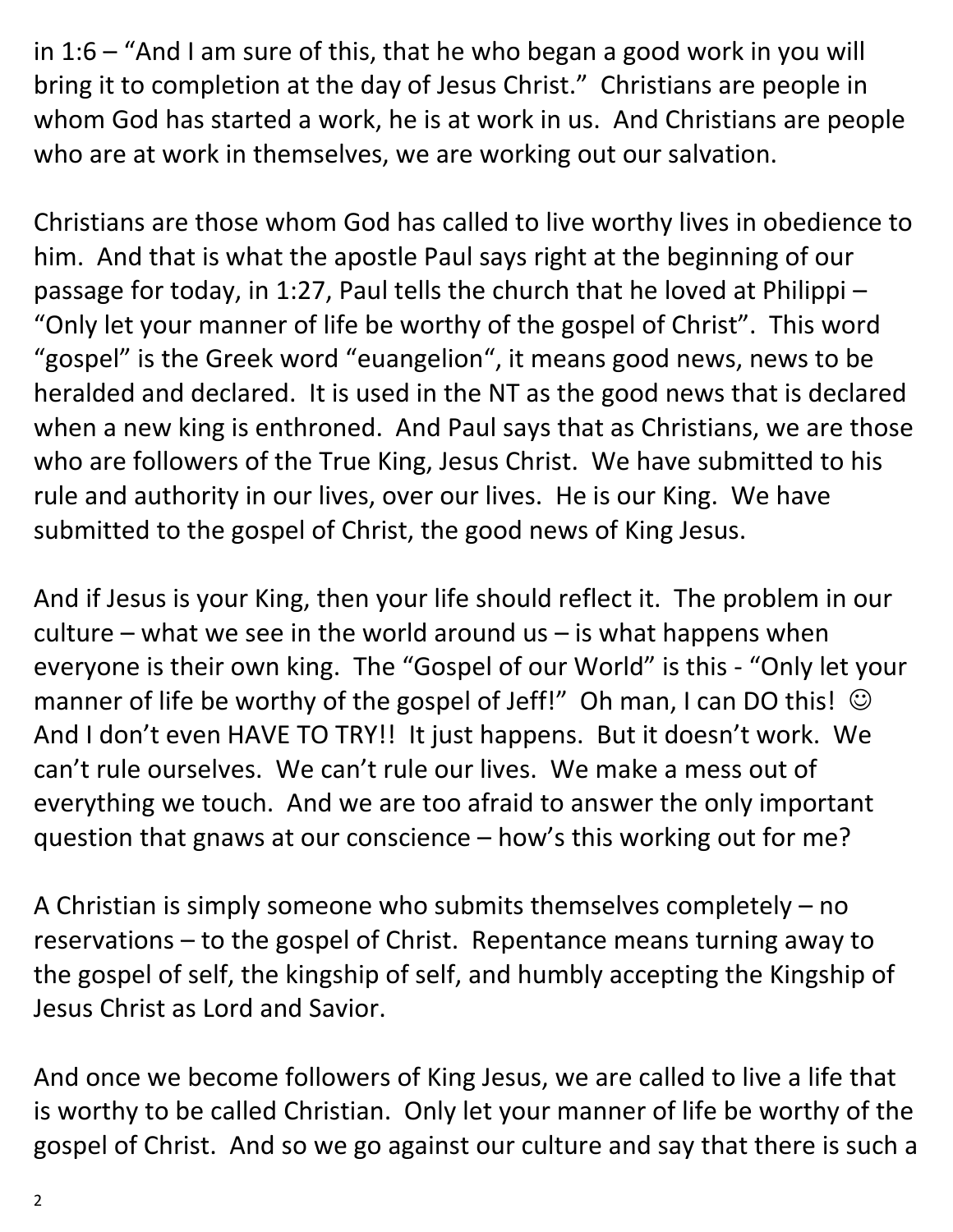in 1:6 – "And I am sure of this, that he who began a good work in you will bring it to completion at the day of Jesus Christ." Christians are people in whom God has started a work, he is at work in us. And Christians are people who are at work in themselves, we are working out our salvation.

Christians are those whom God has called to live worthy lives in obedience to him. And that is what the apostle Paul says right at the beginning of our passage for today, in 1:27, Paul tells the church that he loved at Philippi – "Only let your manner of life be worthy of the gospel of Christ". This word "gospel" is the Greek word "euangelion", it means good news, news to be heralded and declared. It is used in the NT as the good news that is declared when a new king is enthroned. And Paul says that as Christians, we are those who are followers of the True King, Jesus Christ. We have submitted to his rule and authority in our lives, over our lives. He is our King. We have submitted to the gospel of Christ, the good news of King Jesus.

And if Jesus is your King, then your life should reflect it. The problem in our culture – what we see in the world around us – is what happens when everyone is their own king. The "Gospel of our World" is this - "Only let your manner of life be worthy of the gospel of Jeff!" Oh man, I can DO this! ☺ And I don't even HAVE TO TRY!! It just happens. But it doesn't work. We can't rule ourselves. We can't rule our lives. We make a mess out of everything we touch. And we are too afraid to answer the only important question that gnaws at our conscience – how's this working out for me?

A Christian is simply someone who submits themselves completely – no reservations – to the gospel of Christ. Repentance means turning away to the gospel of self, the kingship of self, and humbly accepting the Kingship of Jesus Christ as Lord and Savior.

And once we become followers of King Jesus, we are called to live a life that is worthy to be called Christian. Only let your manner of life be worthy of the gospel of Christ. And so we go against our culture and say that there is such a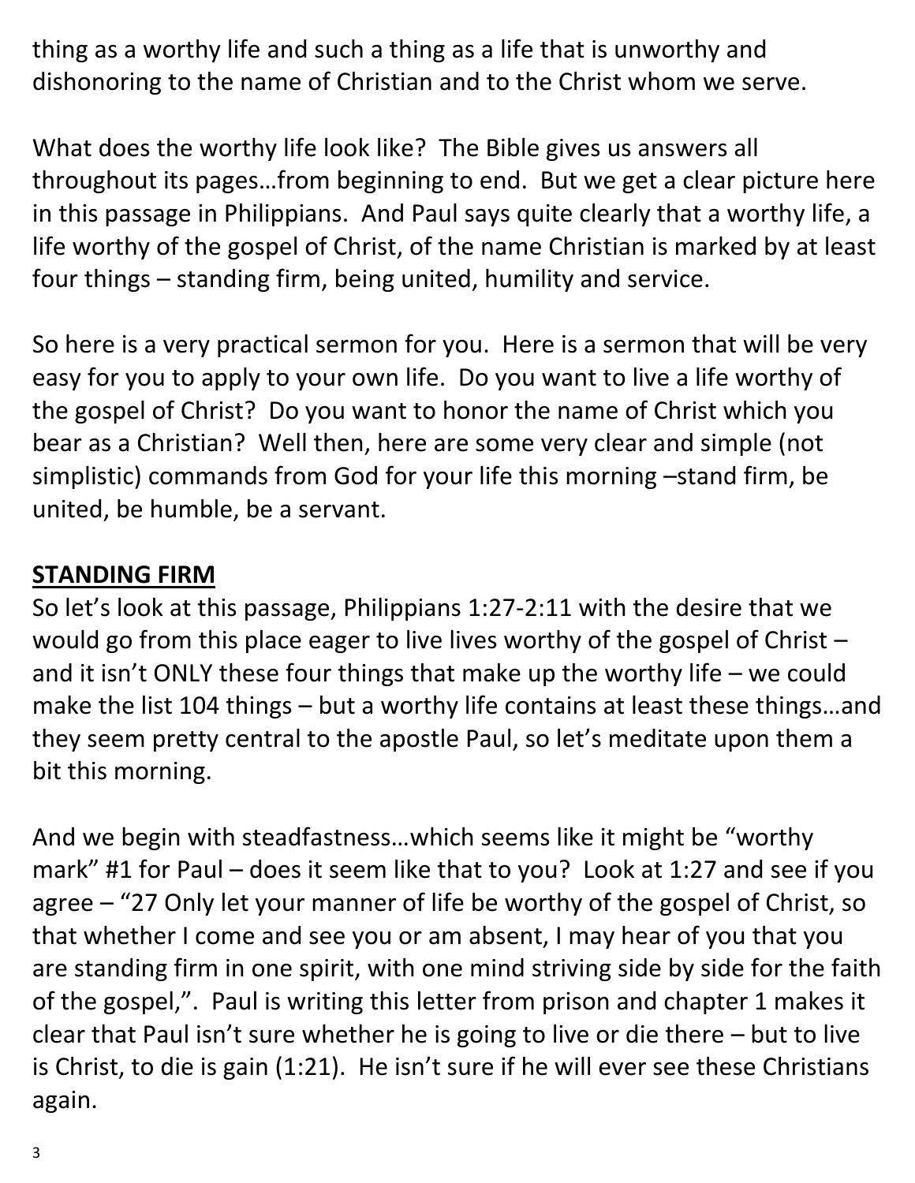thing as a worthy life and such a thing as a life that is unworthy and dishonoring to the name of Christian and to the Christ whom we serve.

What does the worthy life look like? The Bible gives us answers all throughout its pages…from beginning to end. But we get a clear picture here in this passage in Philippians. And Paul says quite clearly that a worthy life, a life worthy of the gospel of Christ, of the name Christian is marked by at least four things – standing firm, being united, humility and service.

So here is a very practical sermon for you. Here is a sermon that will be very easy for you to apply to your own life. Do you want to live a life worthy of the gospel of Christ? Do you want to honor the name of Christ which you bear as a Christian? Well then, here are some very clear and simple (not simplistic) commands from God for your life this morning –stand firm, be united, be humble, be a servant.

**STANDING FIRM**

So let's look at this passage, Philippians 1:27-2:11 with the desire that we would go from this place eager to live lives worthy of the gospel of Christ – and it isn't ONLY these four things that make up the worthy life – we could make the list 104 things – but a worthy life contains at least these things…and they seem pretty central to the apostle Paul, so let's meditate upon them a bit this morning.

And we begin with steadfastness…which seems like it might be "worthy mark" #1 for Paul – does it seem like that to you? Look at 1:27 and see if you agree – "27 Only let your manner of life be worthy of the gospel of Christ, so that whether I come and see you or am absent, I may hear of you that you are standing firm in one spirit, with one mind striving side by side for the faith of the gospel,". Paul is writing this letter from prison and chapter 1 makes it clear that Paul isn't sure whether he is going to live or die there – but to live is Christ, to die is gain (1:21). He isn't sure if he will ever see these Christians again.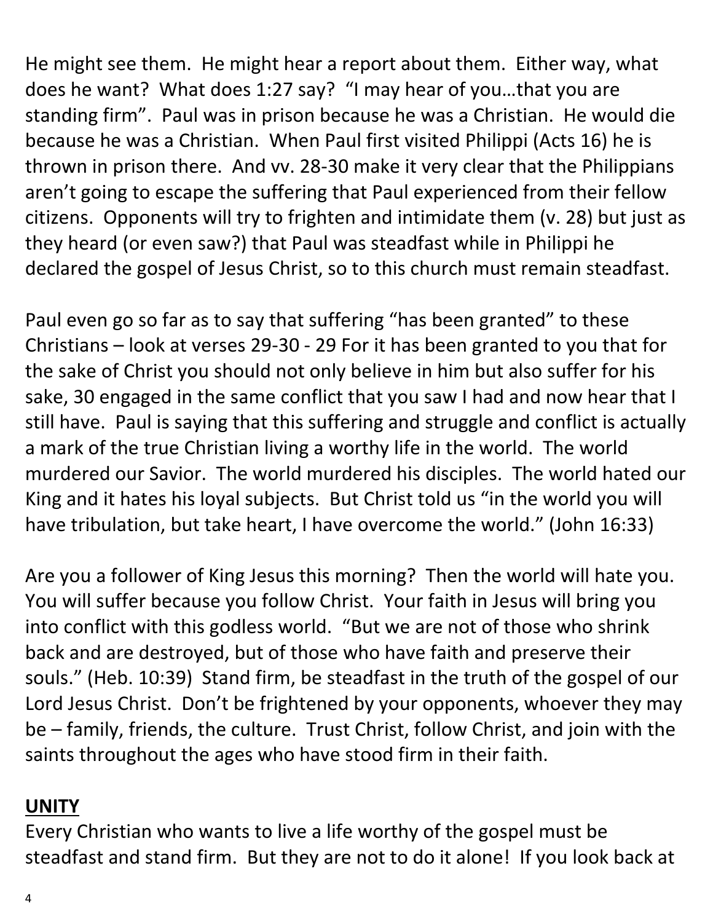He might see them. He might hear a report about them. Either way, what does he want? What does 1:27 say? "I may hear of you…that you are standing firm". Paul was in prison because he was a Christian. He would die because he was a Christian. When Paul first visited Philippi (Acts 16) he is thrown in prison there. And vv. 28-30 make it very clear that the Philippians aren't going to escape the suffering that Paul experienced from their fellow citizens. Opponents will try to frighten and intimidate them (v. 28) but just as they heard (or even saw?) that Paul was steadfast while in Philippi he declared the gospel of Jesus Christ, so to this church must remain steadfast.

Paul even go so far as to say that suffering "has been granted" to these Christians – look at verses 29-30 - 29 For it has been granted to you that for the sake of Christ you should not only believe in him but also suffer for his sake, 30 engaged in the same conflict that you saw I had and now hear that I still have. Paul is saying that this suffering and struggle and conflict is actually a mark of the true Christian living a worthy life in the world. The world murdered our Savior. The world murdered his disciples. The world hated our King and it hates his loyal subjects. But Christ told us "in the world you will have tribulation, but take heart, I have overcome the world." (John 16:33)

Are you a follower of King Jesus this morning? Then the world will hate you. You will suffer because you follow Christ. Your faith in Jesus will bring you into conflict with this godless world. "But we are not of those who shrink back and are destroyed, but of those who have faith and preserve their souls." (Heb. 10:39) Stand firm, be steadfast in the truth of the gospel of our Lord Jesus Christ. Don't be frightened by your opponents, whoever they may be – family, friends, the culture. Trust Christ, follow Christ, and join with the saints throughout the ages who have stood firm in their faith.

**UNITY**

Every Christian who wants to live a life worthy of the gospel must be steadfast and stand firm. But they are not to do it alone! If you look back at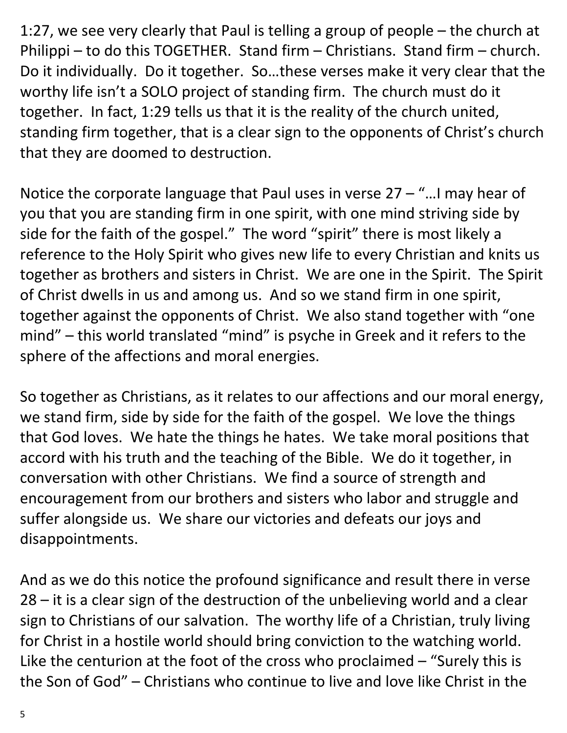1:27, we see very clearly that Paul is telling a group of people – the church at Philippi – to do this TOGETHER. Stand firm – Christians. Stand firm – church. Do it individually. Do it together. So…these verses make it very clear that the worthy life isn't a SOLO project of standing firm. The church must do it together. In fact, 1:29 tells us that it is the reality of the church united, standing firm together, that is a clear sign to the opponents of Christ's church that they are doomed to destruction.

Notice the corporate language that Paul uses in verse 27 – "…I may hear of you that you are standing firm in one spirit, with one mind striving side by side for the faith of the gospel." The word "spirit" there is most likely a reference to the Holy Spirit who gives new life to every Christian and knits us together as brothers and sisters in Christ. We are one in the Spirit. The Spirit of Christ dwells in us and among us. And so we stand firm in one spirit, together against the opponents of Christ. We also stand together with "one mind" – this world translated "mind" is psyche in Greek and it refers to the sphere of the affections and moral energies.

So together as Christians, as it relates to our affections and our moral energy, we stand firm, side by side for the faith of the gospel. We love the things that God loves. We hate the things he hates. We take moral positions that accord with his truth and the teaching of the Bible. We do it together, in conversation with other Christians. We find a source of strength and encouragement from our brothers and sisters who labor and struggle and suffer alongside us. We share our victories and defeats our joys and disappointments.

And as we do this notice the profound significance and result there in verse 28 – it is a clear sign of the destruction of the unbelieving world and a clear sign to Christians of our salvation. The worthy life of a Christian, truly living for Christ in a hostile world should bring conviction to the watching world. Like the centurion at the foot of the cross who proclaimed – "Surely this is the Son of God" – Christians who continue to live and love like Christ in the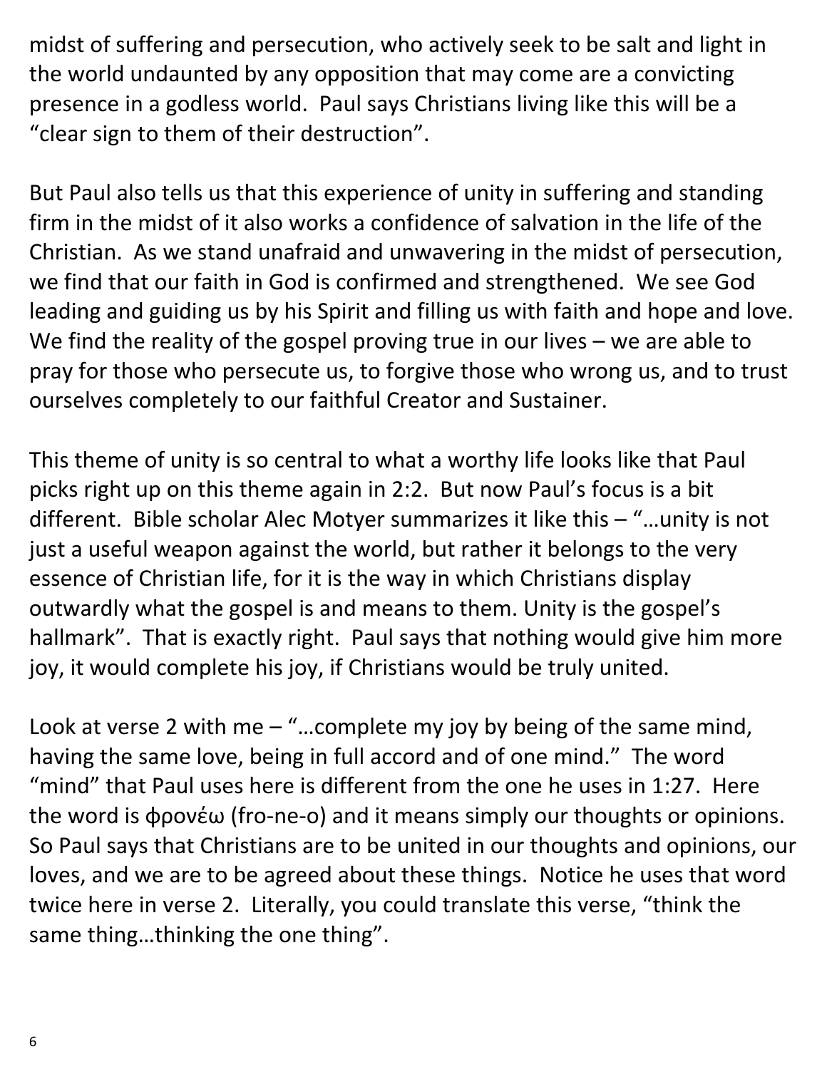midst of suffering and persecution, who actively seek to be salt and light in the world undaunted by any opposition that may come are a convicting presence in a godless world. Paul says Christians living like this will be a "clear sign to them of their destruction".

But Paul also tells us that this experience of unity in suffering and standing firm in the midst of it also works a confidence of salvation in the life of the Christian. As we stand unafraid and unwavering in the midst of persecution, we find that our faith in God is confirmed and strengthened. We see God leading and guiding us by his Spirit and filling us with faith and hope and love. We find the reality of the gospel proving true in our lives – we are able to pray for those who persecute us, to forgive those who wrong us, and to trust ourselves completely to our faithful Creator and Sustainer.

This theme of unity is so central to what a worthy life looks like that Paul picks right up on this theme again in 2:2. But now Paul's focus is a bit different. Bible scholar Alec Motyer summarizes it like this – "…unity is not just a useful weapon against the world, but rather it belongs to the very essence of Christian life, for it is the way in which Christians display outwardly what the gospel is and means to them. Unity is the gospel's hallmark". That is exactly right. Paul says that nothing would give him more joy, it would complete his joy, if Christians would be truly united.

Look at verse 2 with me – "…complete my joy by being of the same mind, having the same love, being in full accord and of one mind." The word "mind" that Paul uses here is different from the one he uses in 1:27. Here the word is φρονέω (fro-ne-o) and it means simply our thoughts or opinions. So Paul says that Christians are to be united in our thoughts and opinions, our loves, and we are to be agreed about these things. Notice he uses that word twice here in verse 2. Literally, you could translate this verse, "think the same thing…thinking the one thing".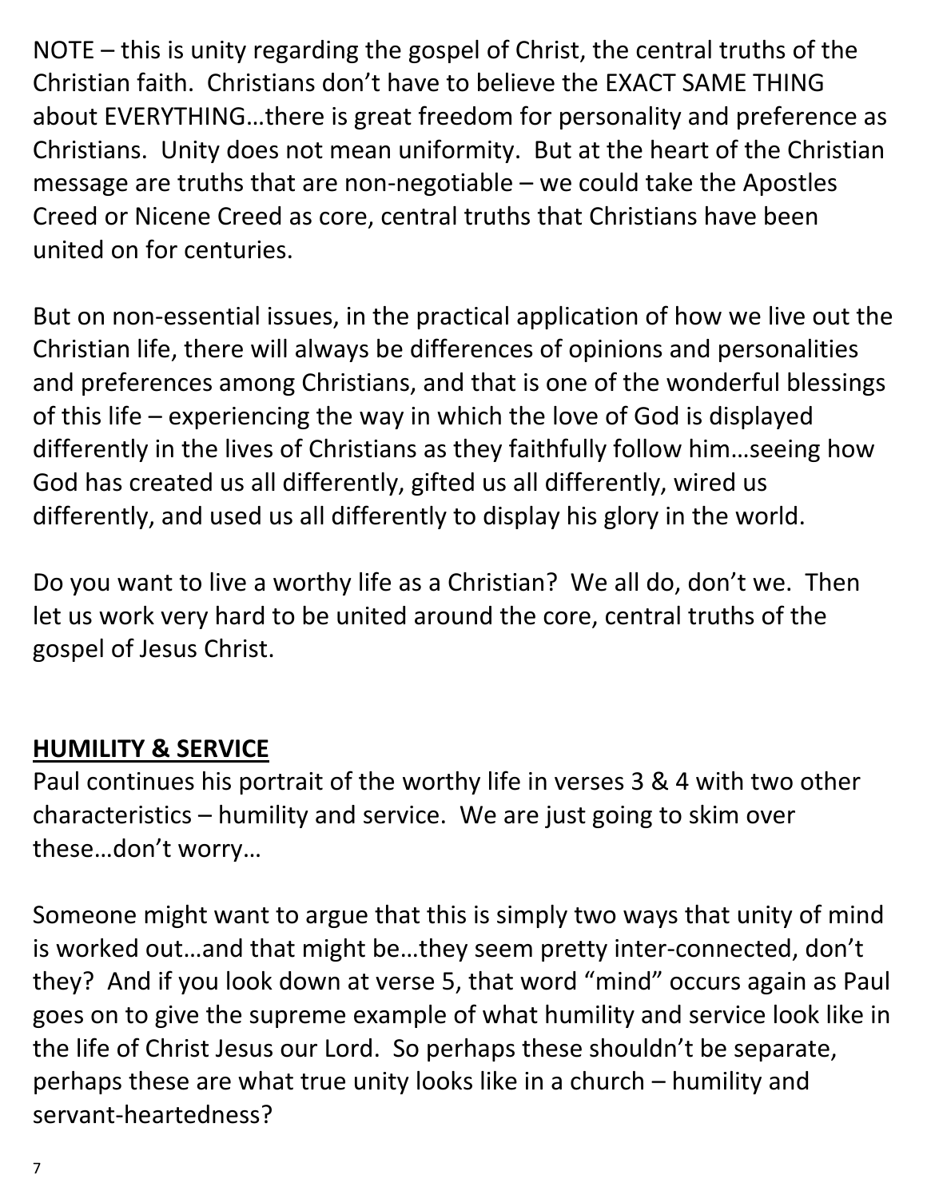NOTE – this is unity regarding the gospel of Christ, the central truths of the Christian faith. Christians don't have to believe the EXACT SAME THING about EVERYTHING…there is great freedom for personality and preference as Christians. Unity does not mean uniformity. But at the heart of the Christian message are truths that are non-negotiable – we could take the Apostles Creed or Nicene Creed as core, central truths that Christians have been united on for centuries.

But on non-essential issues, in the practical application of how we live out the Christian life, there will always be differences of opinions and personalities and preferences among Christians, and that is one of the wonderful blessings of this life – experiencing the way in which the love of God is displayed differently in the lives of Christians as they faithfully follow him…seeing how God has created us all differently, gifted us all differently, wired us differently, and used us all differently to display his glory in the world.

Do you want to live a worthy life as a Christian? We all do, don't we. Then let us work very hard to be united around the core, central truths of the gospel of Jesus Christ.

## **HUMILITY & SERVICE**

Paul continues his portrait of the worthy life in verses 3 & 4 with two other characteristics – humility and service. We are just going to skim over these…don't worry…

Someone might want to argue that this is simply two ways that unity of mind is worked out…and that might be…they seem pretty inter-connected, don't they? And if you look down at verse 5, that word "mind" occurs again as Paul goes on to give the supreme example of what humility and service look like in the life of Christ Jesus our Lord. So perhaps these shouldn't be separate, perhaps these are what true unity looks like in a church – humility and servant-heartedness?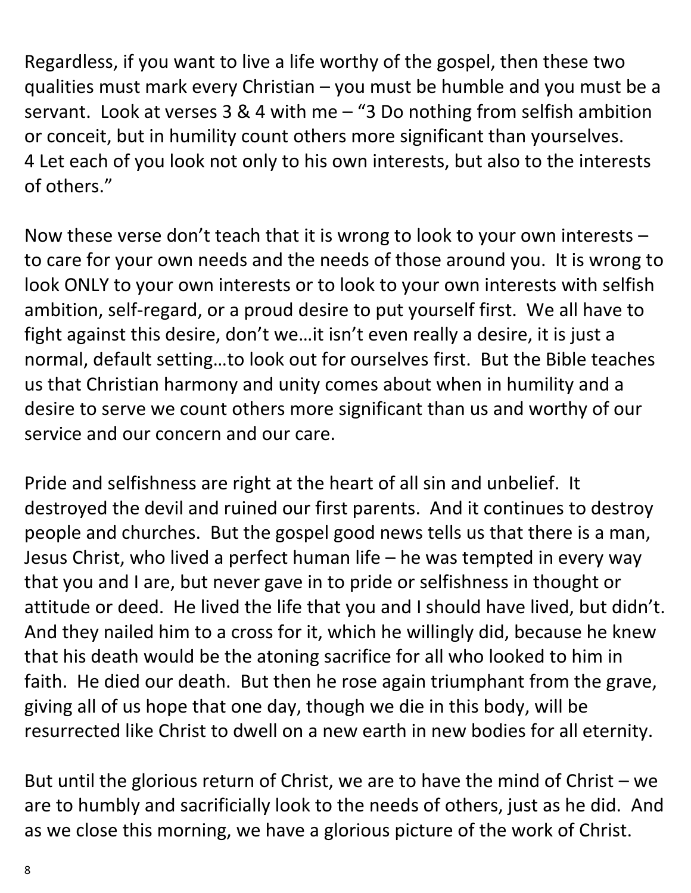Regardless, if you want to live a life worthy of the gospel, then these two qualities must mark every Christian – you must be humble and you must be a servant. Look at verses 3 & 4 with me – "3 Do nothing from selfish ambition or conceit, but in humility count others more significant than yourselves. 4 Let each of you look not only to his own interests, but also to the interests of others."

Now these verse don't teach that it is wrong to look to your own interests – to care for your own needs and the needs of those around you. It is wrong to look ONLY to your own interests or to look to your own interests with selfish ambition, self-regard, or a proud desire to put yourself first. We all have to fight against this desire, don't we…it isn't even really a desire, it is just a normal, default setting…to look out for ourselves first. But the Bible teaches us that Christian harmony and unity comes about when in humility and a desire to serve we count others more significant than us and worthy of our service and our concern and our care.

Pride and selfishness are right at the heart of all sin and unbelief. It destroyed the devil and ruined our first parents. And it continues to destroy people and churches. But the gospel good news tells us that there is a man, Jesus Christ, who lived a perfect human life – he was tempted in every way that you and I are, but never gave in to pride or selfishness in thought or attitude or deed. He lived the life that you and I should have lived, but didn't. And they nailed him to a cross for it, which he willingly did, because he knew that his death would be the atoning sacrifice for all who looked to him in faith. He died our death. But then he rose again triumphant from the grave, giving all of us hope that one day, though we die in this body, will be resurrected like Christ to dwell on a new earth in new bodies for all eternity.

But until the glorious return of Christ, we are to have the mind of Christ – we are to humbly and sacrificially look to the needs of others, just as he did. And as we close this morning, we have a glorious picture of the work of Christ.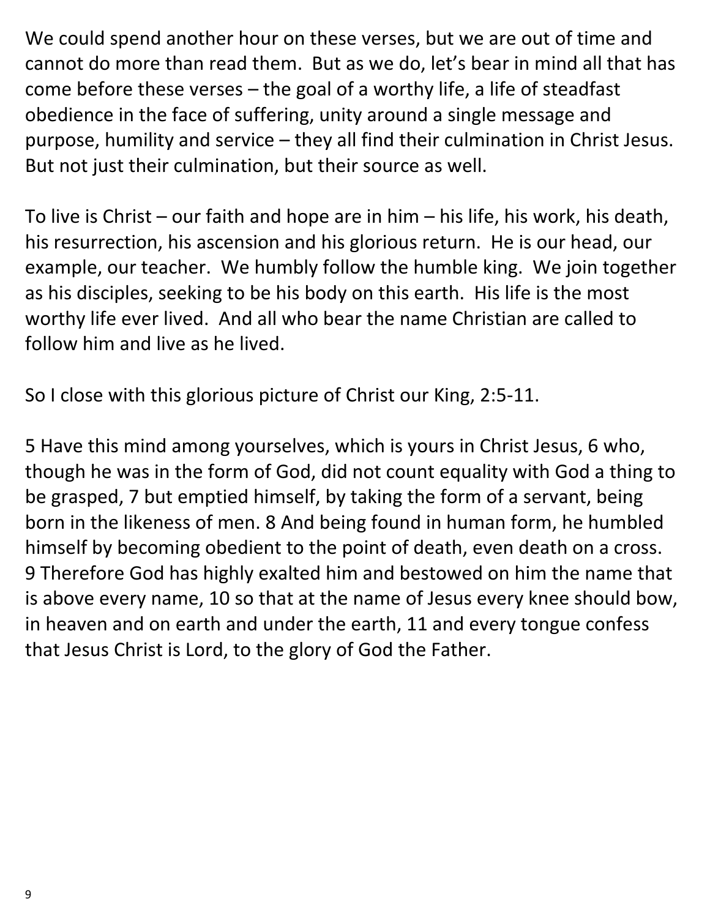We could spend another hour on these verses, but we are out of time and cannot do more than read them. But as we do, let's bear in mind all that has come before these verses – the goal of a worthy life, a life of steadfast obedience in the face of suffering, unity around a single message and purpose, humility and service – they all find their culmination in Christ Jesus. But not just their culmination, but their source as well.

To live is Christ – our faith and hope are in him – his life, his work, his death, his resurrection, his ascension and his glorious return. He is our head, our example, our teacher. We humbly follow the humble king. We join together as his disciples, seeking to be his body on this earth. His life is the most worthy life ever lived. And all who bear the name Christian are called to follow him and live as he lived.

So I close with this glorious picture of Christ our King, 2:5-11.

5 Have this mind among yourselves, which is yours in Christ Jesus, 6 who, though he was in the form of God, did not count equality with God a thing to be grasped, 7 but emptied himself, by taking the form of a servant, being born in the likeness of men. 8 And being found in human form, he humbled himself by becoming obedient to the point of death, even death on a cross. 9 Therefore God has highly exalted him and bestowed on him the name that is above every name, 10 so that at the name of Jesus every knee should bow, in heaven and on earth and under the earth, 11 and every tongue confess that Jesus Christ is Lord, to the glory of God the Father.